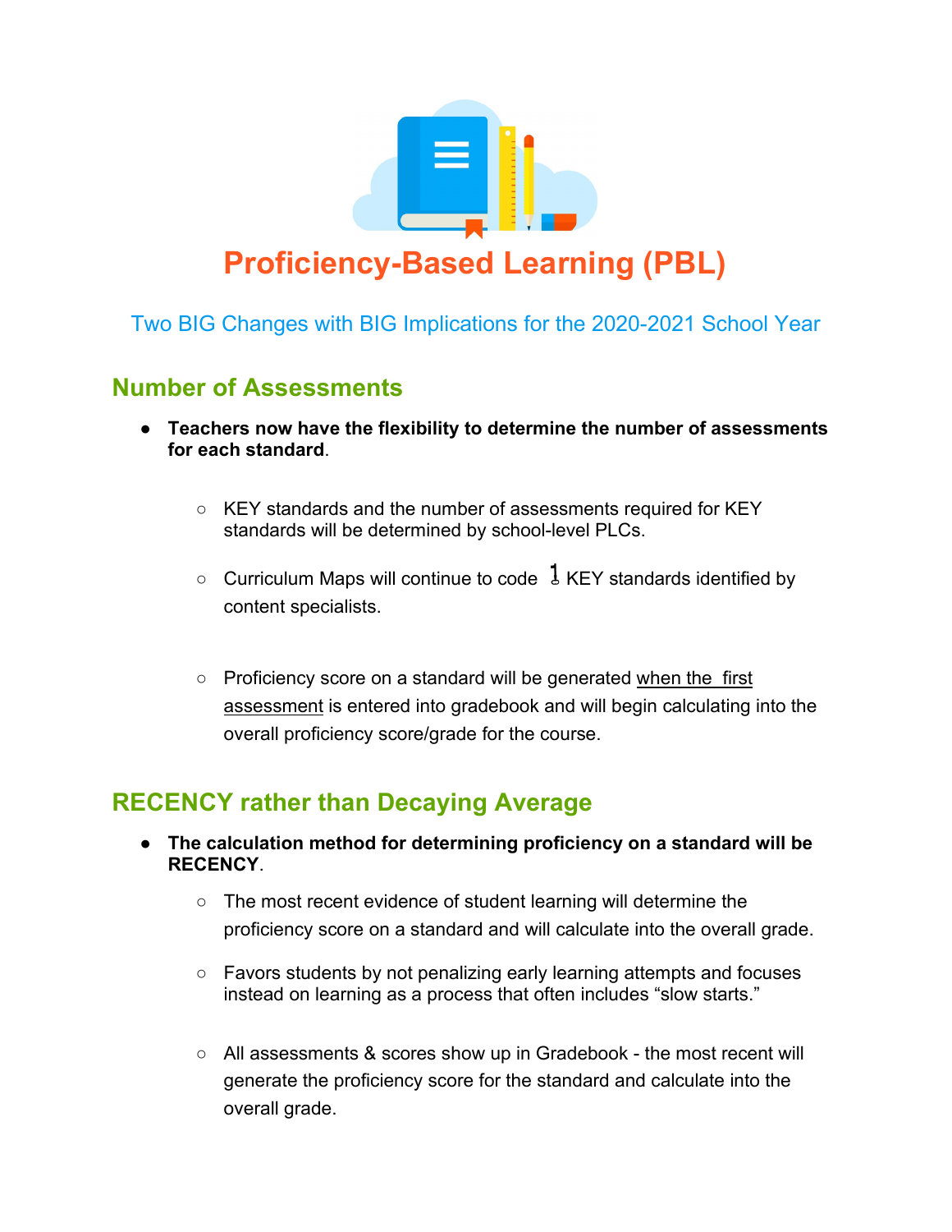# Proficiency-Based Learning (PBL)

Two BIG Changes with BIG Implications for the 2020-2021 School Year

## Number of Assessments

- **Teachers now have the flexibility to determine the number of assessments for each standard**.
  - KEY standards and the number of assessments required for KEY standards will be determined by school-level PLCs.
  - Curriculum Maps will continue to code 🔑 KEY standards identified by content specialists.
  - Proficiency score on a standard will be generated when the first assessment is entered into gradebook and will begin calculating into the overall proficiency score/grade for the course.

## RECENCY rather than Decaying Average

- **The calculation method for determining proficiency on a standard will be RECENCY**.
  - The most recent evidence of student learning will determine the proficiency score on a standard and will calculate into the overall grade.
  - Favors students by not penalizing early learning attempts and focuses instead on learning as a process that often includes "slow starts."
  - All assessments & scores show up in Gradebook - the most recent will generate the proficiency score for the standard and calculate into the overall grade.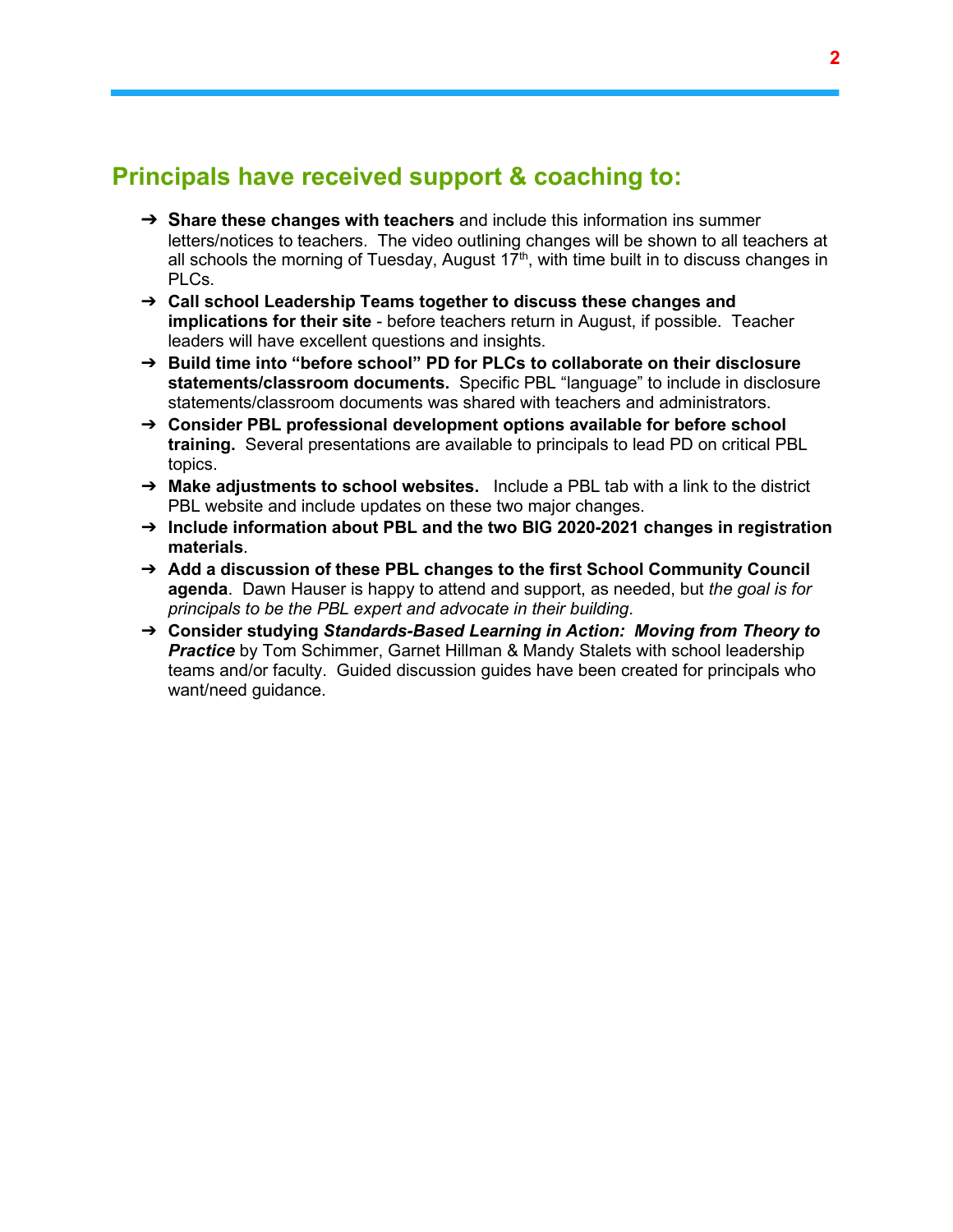## Principals have received support & coaching to:

- **Share these changes with teachers** and include this information ins summer letters/notices to teachers. The video outlining changes will be shown to all teachers at all schools the morning of Tuesday, August 17th, with time built in to discuss changes in PLCs.
- **Call school Leadership Teams together to discuss these changes and implications for their site** - before teachers return in August, if possible. Teacher leaders will have excellent questions and insights.
- **Build time into "before school" PD for PLCs to collaborate on their disclosure statements/classroom documents.** Specific PBL "language" to include in disclosure statements/classroom documents was shared with teachers and administrators.
- **Consider PBL professional development options available for before school training.** Several presentations are available to principals to lead PD on critical PBL topics.
- **Make adjustments to school websites.** Include a PBL tab with a link to the district PBL website and include updates on these two major changes.
- **Include information about PBL and the two BIG 2020-2021 changes in registration materials**.
- **Add a discussion of these PBL changes to the first School Community Council agenda**. Dawn Hauser is happy to attend and support, as needed, but *the goal is for principals to be the PBL expert and advocate in their building*.
- **Consider studying *Standards-Based Learning in Action: Moving from Theory to Practice*** by Tom Schimmer, Garnet Hillman & Mandy Stalets with school leadership teams and/or faculty. Guided discussion guides have been created for principals who want/need guidance.